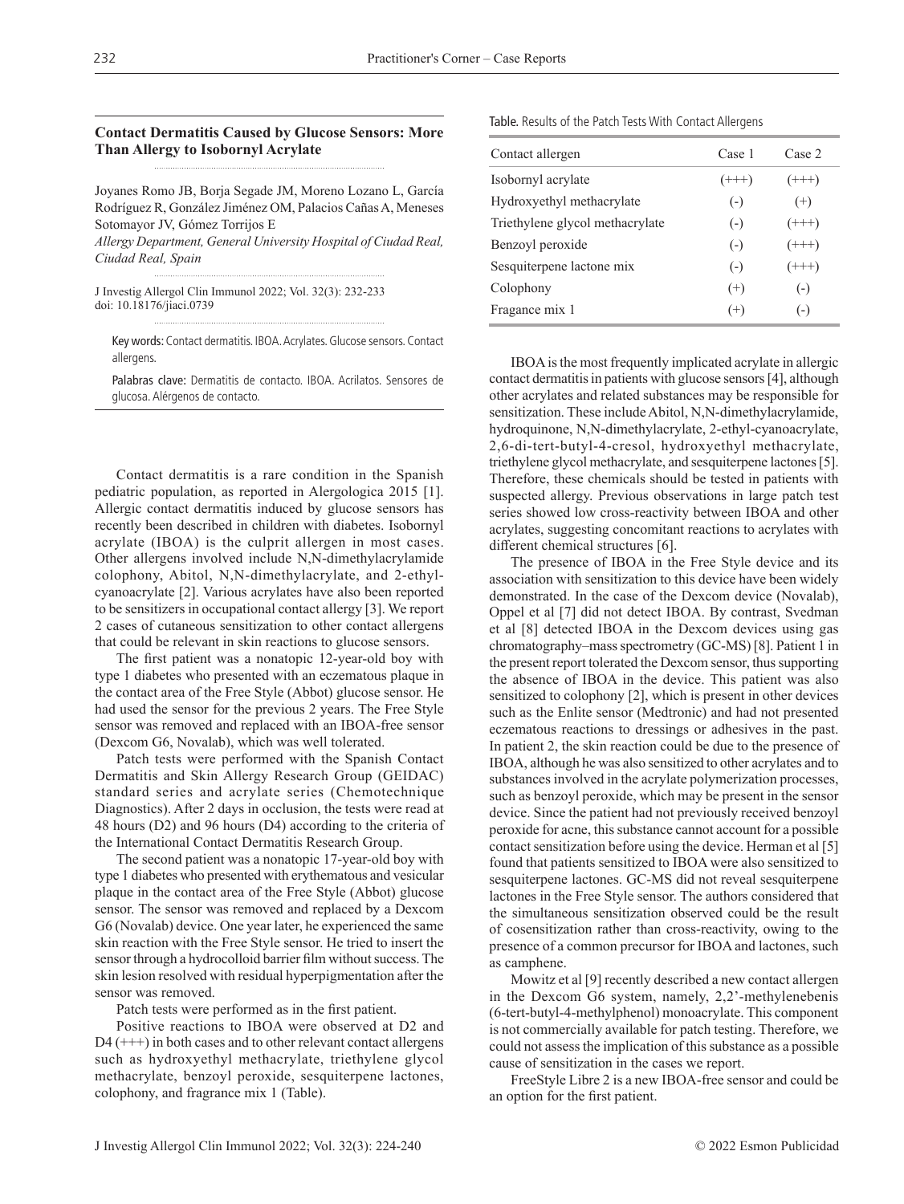## Contact Dermatitis Caused by Glucose Sensors: More Than Allergy to Isobornyl Acrylate

Joyanes Romo JB, Borja Segade JM, Moreno Lozano L, García Rodríguez R, González Jiménez OM, Palacios Cañas A, Meneses Sotomayor JV, Gómez Torrijos E

*Allergy Department, General University Hospital of Ciudad Real, Ciudad Real, Spain*

J Investig Allergol Clin Immunol 2022; Vol. 32(3): 232-233
doi: 10.18176/jiaci.0739

Key words: Contact dermatitis. IBOA. Acrylates. Glucose sensors. Contact allergens.

Palabras clave: Dermatitis de contacto. IBOA. Acrilatos. Sensores de glucosa. Alérgenos de contacto.

Contact dermatitis is a rare condition in the Spanish pediatric population, as reported in Alergologica 2015 [1]. Allergic contact dermatitis induced by glucose sensors has recently been described in children with diabetes. Isobornyl acrylate (IBOA) is the culprit allergen in most cases. Other allergens involved include N,N-dimethylacrylamide colophony, Abitol, N,N-dimethylacrylate, and 2-ethyl-cyanoacrylate [2]. Various acrylates have also been reported to be sensitizers in occupational contact allergy [3]. We report 2 cases of cutaneous sensitization to other contact allergens that could be relevant in skin reactions to glucose sensors.

The first patient was a nonatopic 12-year-old boy with type 1 diabetes who presented with an eczematous plaque in the contact area of the Free Style (Abbot) glucose sensor. He had used the sensor for the previous 2 years. The Free Style sensor was removed and replaced with an IBOA-free sensor (Dexcom G6, Novalab), which was well tolerated.

Patch tests were performed with the Spanish Contact Dermatitis and Skin Allergy Research Group (GEIDAC) standard series and acrylate series (Chemotechnique Diagnostics). After 2 days in occlusion, the tests were read at 48 hours (D2) and 96 hours (D4) according to the criteria of the International Contact Dermatitis Research Group.

The second patient was a nonatopic 17-year-old boy with type 1 diabetes who presented with erythematous and vesicular plaque in the contact area of the Free Style (Abbot) glucose sensor. The sensor was removed and replaced by a Dexcom G6 (Novalab) device. One year later, he experienced the same skin reaction with the Free Style sensor. He tried to insert the sensor through a hydrocolloid barrier film without success. The skin lesion resolved with residual hyperpigmentation after the sensor was removed.

Patch tests were performed as in the first patient.

Positive reactions to IBOA were observed at D2 and D4 (+++) in both cases and to other relevant contact allergens such as hydroxyethyl methacrylate, triethylene glycol methacrylate, benzoyl peroxide, sesquiterpene lactones, colophony, and fragrance mix 1 (Table).

Table. Results of the Patch Tests With Contact Allergens

| Contact allergen | Case 1 | Case 2 |
|---|---|---|
| Isobornyl acrylate | (+++) | (+++) |
| Hydroxyethyl methacrylate | (-) | (+) |
| Triethylene glycol methacrylate | (-) | (+++) |
| Benzoyl peroxide | (-) | (+++) |
| Sesquiterpene lactone mix | (-) | (+++) |
| Colophony | (+) | (-) |
| Fragance mix 1 | (+) | (-) |

IBOA is the most frequently implicated acrylate in allergic contact dermatitis in patients with glucose sensors [4], although other acrylates and related substances may be responsible for sensitization. These include Abitol, N,N-dimethylacrylamide, hydroquinone, N,N-dimethylacrylate, 2-ethyl-cyanoacrylate, 2,6-di-tert-butyl-4-cresol, hydroxyethyl methacrylate, triethylene glycol methacrylate, and sesquiterpene lactones [5]. Therefore, these chemicals should be tested in patients with suspected allergy. Previous observations in large patch test series showed low cross-reactivity between IBOA and other acrylates, suggesting concomitant reactions to acrylates with different chemical structures [6].

The presence of IBOA in the Free Style device and its association with sensitization to this device have been widely demonstrated. In the case of the Dexcom device (Novalab), Oppel et al [7] did not detect IBOA. By contrast, Svedman et al [8] detected IBOA in the Dexcom devices using gas chromatography–mass spectrometry (GC-MS) [8]. Patient 1 in the present report tolerated the Dexcom sensor, thus supporting the absence of IBOA in the device. This patient was also sensitized to colophony [2], which is present in other devices such as the Enlite sensor (Medtronic) and had not presented eczematous reactions to dressings or adhesives in the past. In patient 2, the skin reaction could be due to the presence of IBOA, although he was also sensitized to other acrylates and to substances involved in the acrylate polymerization processes, such as benzoyl peroxide, which may be present in the sensor device. Since the patient had not previously received benzoyl peroxide for acne, this substance cannot account for a possible contact sensitization before using the device. Herman et al [5] found that patients sensitized to IBOA were also sensitized to sesquiterpene lactones. GC-MS did not reveal sesquiterpene lactones in the Free Style sensor. The authors considered that the simultaneous sensitization observed could be the result of cosensitization rather than cross-reactivity, owing to the presence of a common precursor for IBOA and lactones, such as camphene.

Mowitz et al [9] recently described a new contact allergen in the Dexcom G6 system, namely, 2,2'-methylenebenis (6-tert-butyl-4-methylphenol) monoacrylate. This component is not commercially available for patch testing. Therefore, we could not assess the implication of this substance as a possible cause of sensitization in the cases we report.

FreeStyle Libre 2 is a new IBOA-free sensor and could be an option for the first patient.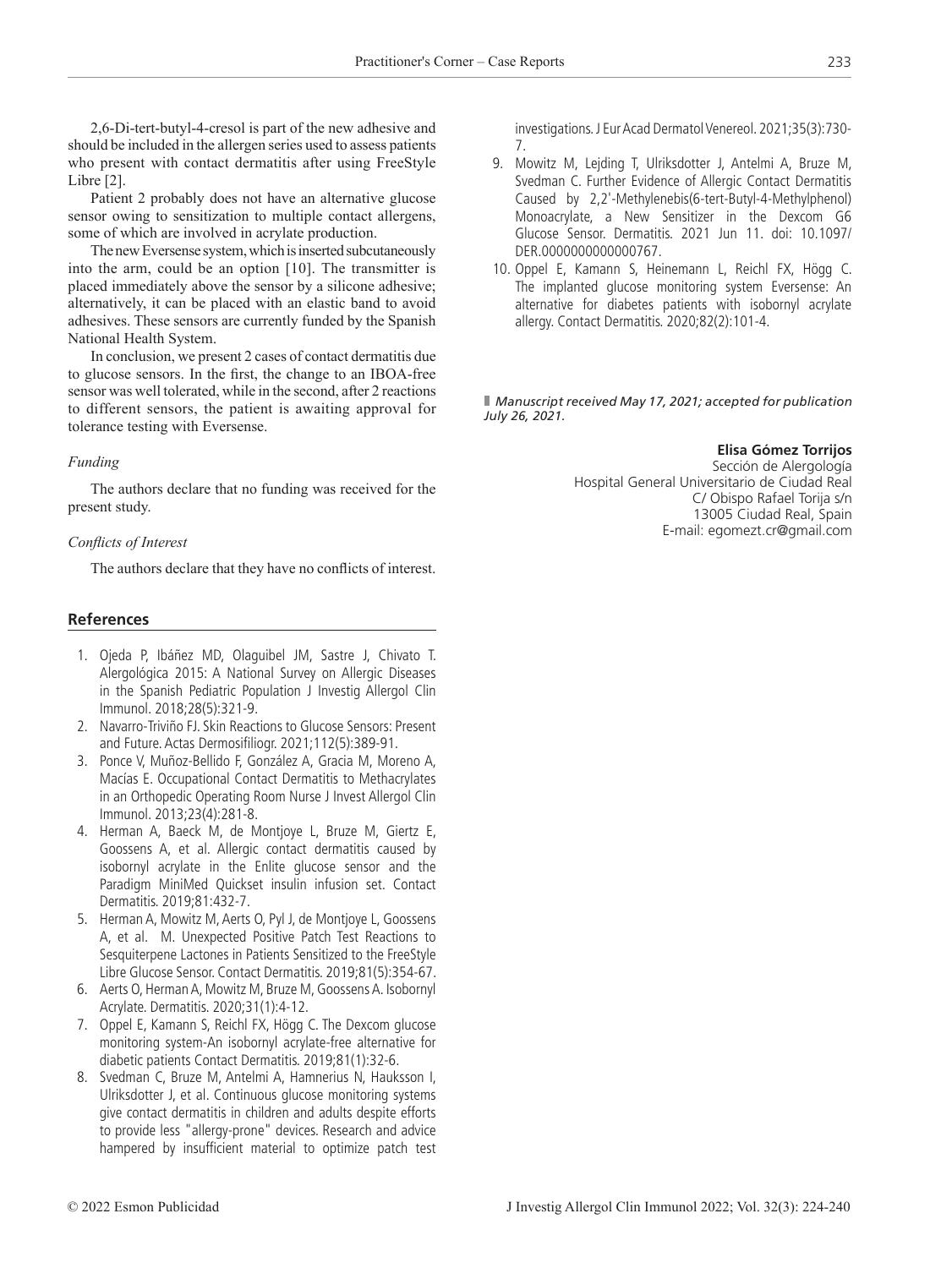2,6-Di-tert-butyl-4-cresol is part of the new adhesive and should be included in the allergen series used to assess patients who present with contact dermatitis after using FreeStyle Libre [2].

Patient 2 probably does not have an alternative glucose sensor owing to sensitization to multiple contact allergens, some of which are involved in acrylate production.

The new Eversense system, which is inserted subcutaneously into the arm, could be an option [10]. The transmitter is placed immediately above the sensor by a silicone adhesive; alternatively, it can be placed with an elastic band to avoid adhesives. These sensors are currently funded by the Spanish National Health System.

In conclusion, we present 2 cases of contact dermatitis due to glucose sensors. In the first, the change to an IBOA-free sensor was well tolerated, while in the second, after 2 reactions to different sensors, the patient is awaiting approval for tolerance testing with Eversense.

### *Funding*

The authors declare that no funding was received for the present study.

### *Conflicts of Interest*

The authors declare that they have no conflicts of interest.

## References

1. Ojeda P, Ibáñez MD, Olaguibel JM, Sastre J, Chivato T. Alergológica 2015: A National Survey on Allergic Diseases in the Spanish Pediatric Population J Investig Allergol Clin Immunol. 2018;28(5):321-9.
2. Navarro-Triviño FJ. Skin Reactions to Glucose Sensors: Present and Future. Actas Dermosifiliogr. 2021;112(5):389-91.
3. Ponce V, Muñoz-Bellido F, González A, Gracia M, Moreno A, Macías E. Occupational Contact Dermatitis to Methacrylates in an Orthopedic Operating Room Nurse J Invest Allergol Clin Immunol. 2013;23(4):281-8.
4. Herman A, Baeck M, de Montjoye L, Bruze M, Giertz E, Goossens A, et al. Allergic contact dermatitis caused by isobornyl acrylate in the Enlite glucose sensor and the Paradigm MiniMed Quickset insulin infusion set. Contact Dermatitis. 2019;81:432-7.
5. Herman A, Mowitz M, Aerts O, Pyl J, de Montjoye L, Goossens A, et al. M. Unexpected Positive Patch Test Reactions to Sesquiterpene Lactones in Patients Sensitized to the FreeStyle Libre Glucose Sensor. Contact Dermatitis. 2019;81(5):354-67.
6. Aerts O, Herman A, Mowitz M, Bruze M, Goossens A. Isobornyl Acrylate. Dermatitis. 2020;31(1):4-12.
7. Oppel E, Kamann S, Reichl FX, Högg C. The Dexcom glucose monitoring system-An isobornyl acrylate-free alternative for diabetic patients Contact Dermatitis. 2019;81(1):32-6.
8. Svedman C, Bruze M, Antelmi A, Hamnerius N, Hauksson I, Ulriksdotter J, et al. Continuous glucose monitoring systems give contact dermatitis in children and adults despite efforts to provide less "allergy-prone" devices. Research and advice hampered by insufficient material to optimize patch test investigations. J Eur Acad Dermatol Venereol. 2021;35(3):730-7.
9. Mowitz M, Lejding T, Ulriksdotter J, Antelmi A, Bruze M, Svedman C. Further Evidence of Allergic Contact Dermatitis Caused by 2,2'-Methylenebis(6-tert-Butyl-4-Methylphenol) Monoacrylate, a New Sensitizer in the Dexcom G6 Glucose Sensor. Dermatitis. 2021 Jun 11. doi: 10.1097/DER.0000000000000767.
10. Oppel E, Kamann S, Heinemann L, Reichl FX, Högg C. The implanted glucose monitoring system Eversense: An alternative for diabetes patients with isobornyl acrylate allergy. Contact Dermatitis. 2020;82(2):101-4.

*Manuscript received May 17, 2021; accepted for publication July 26, 2021.*

**Elisa Gómez Torrijos**
Sección de Alergología
Hospital General Universitario de Ciudad Real
C/ Obispo Rafael Torija s/n
13005 Ciudad Real, Spain
E-mail: egomezt.cr@gmail.com